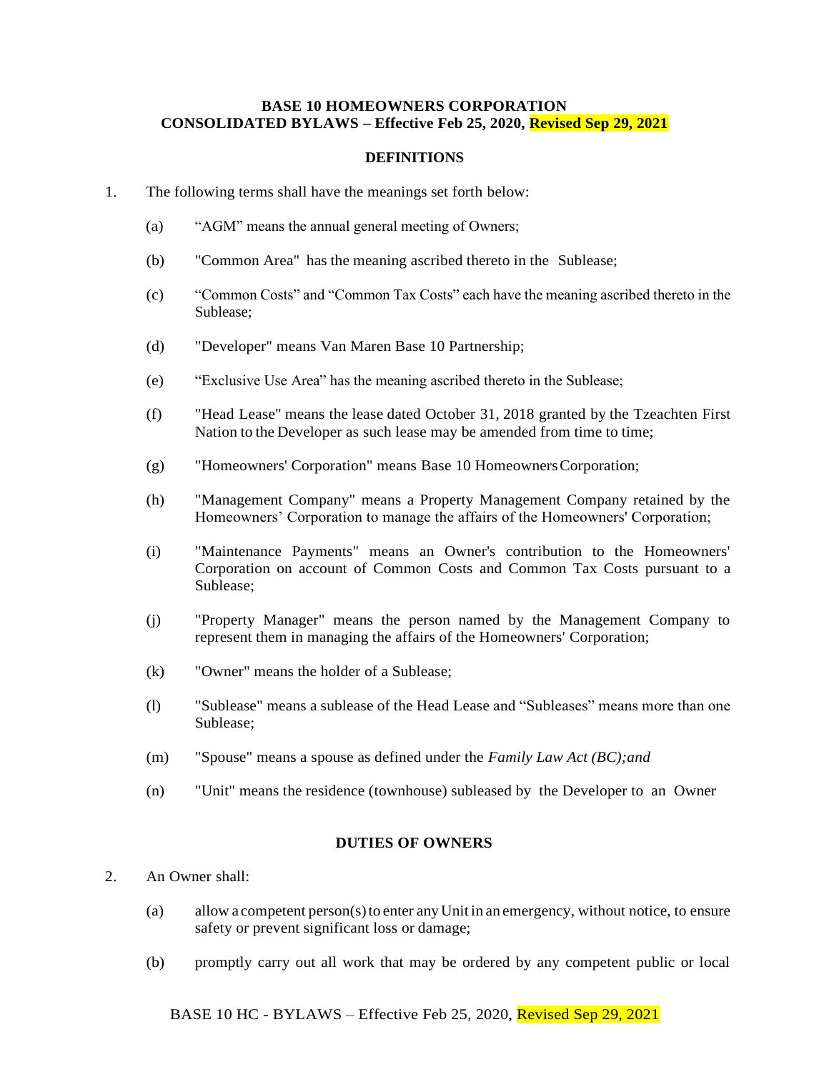**BASE 10 HOMEOWNERS CORPORATION**
**CONSOLIDATED BYLAWS – Effective Feb 25, 2020, Revised Sep 29, 2021**

## DEFINITIONS

1. The following terms shall have the meanings set forth below:

   (a) "AGM" means the annual general meeting of Owners;

   (b) "Common Area" has the meaning ascribed thereto in the Sublease;

   (c) "Common Costs" and "Common Tax Costs" each have the meaning ascribed thereto in the Sublease;

   (d) "Developer" means Van Maren Base 10 Partnership;

   (e) "Exclusive Use Area" has the meaning ascribed thereto in the Sublease;

   (f) "Head Lease" means the lease dated October 31, 2018 granted by the Tzeachten First Nation to the Developer as such lease may be amended from time to time;

   (g) "Homeowners' Corporation" means Base 10 Homeowners Corporation;

   (h) "Management Company" means a Property Management Company retained by the Homeowners' Corporation to manage the affairs of the Homeowners' Corporation;

   (i) "Maintenance Payments" means an Owner's contribution to the Homeowners' Corporation on account of Common Costs and Common Tax Costs pursuant to a Sublease;

   (j) "Property Manager" means the person named by the Management Company to represent them in managing the affairs of the Homeowners' Corporation;

   (k) "Owner" means the holder of a Sublease;

   (l) "Sublease" means a sublease of the Head Lease and "Subleases" means more than one Sublease;

   (m) "Spouse" means a spouse as defined under the *Family Law Act (BC);and*

   (n) "Unit" means the residence (townhouse) subleased by the Developer to an Owner

## DUTIES OF OWNERS

2. An Owner shall:

   (a) allow a competent person(s) to enter any Unit in an emergency, without notice, to ensure safety or prevent significant loss or damage;

   (b) promptly carry out all work that may be ordered by any competent public or local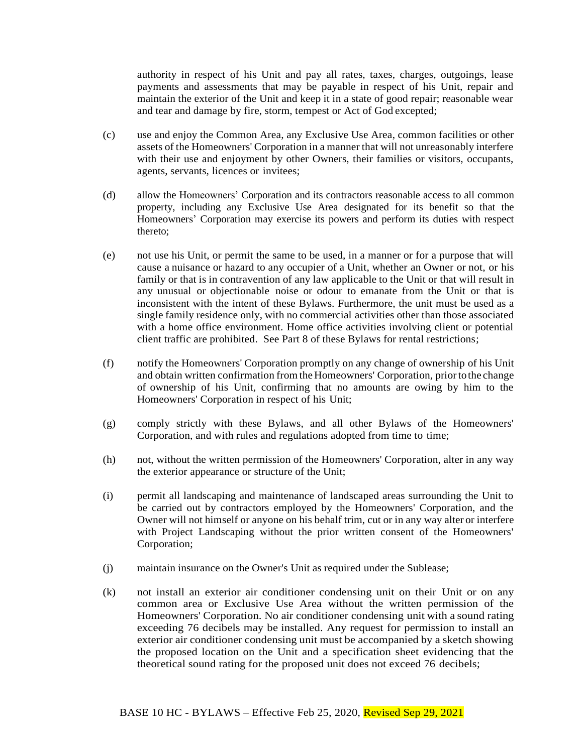authority in respect of his Unit and pay all rates, taxes, charges, outgoings, lease payments and assessments that may be payable in respect of his Unit, repair and maintain the exterior of the Unit and keep it in a state of good repair; reasonable wear and tear and damage by fire, storm, tempest or Act of God excepted;

(c) use and enjoy the Common Area, any Exclusive Use Area, common facilities or other assets of the Homeowners' Corporation in a manner that will not unreasonably interfere with their use and enjoyment by other Owners, their families or visitors, occupants, agents, servants, licences or invitees;

(d) allow the Homeowners' Corporation and its contractors reasonable access to all common property, including any Exclusive Use Area designated for its benefit so that the Homeowners' Corporation may exercise its powers and perform its duties with respect thereto;

(e) not use his Unit, or permit the same to be used, in a manner or for a purpose that will cause a nuisance or hazard to any occupier of a Unit, whether an Owner or not, or his family or that is in contravention of any law applicable to the Unit or that will result in any unusual or objectionable noise or odour to emanate from the Unit or that is inconsistent with the intent of these Bylaws. Furthermore, the unit must be used as a single family residence only, with no commercial activities other than those associated with a home office environment. Home office activities involving client or potential client traffic are prohibited. See Part 8 of these Bylaws for rental restrictions;

(f) notify the Homeowners' Corporation promptly on any change of ownership of his Unit and obtain written confirmation from the Homeowners' Corporation, prior to the change of ownership of his Unit, confirming that no amounts are owing by him to the Homeowners' Corporation in respect of his Unit;

(g) comply strictly with these Bylaws, and all other Bylaws of the Homeowners' Corporation, and with rules and regulations adopted from time to time;

(h) not, without the written permission of the Homeowners' Corporation, alter in any way the exterior appearance or structure of the Unit;

(i) permit all landscaping and maintenance of landscaped areas surrounding the Unit to be carried out by contractors employed by the Homeowners' Corporation, and the Owner will not himself or anyone on his behalf trim, cut or in any way alter or interfere with Project Landscaping without the prior written consent of the Homeowners' Corporation;

(j) maintain insurance on the Owner's Unit as required under the Sublease;

(k) not install an exterior air conditioner condensing unit on their Unit or on any common area or Exclusive Use Area without the written permission of the Homeowners' Corporation. No air conditioner condensing unit with a sound rating exceeding 76 decibels may be installed. Any request for permission to install an exterior air conditioner condensing unit must be accompanied by a sketch showing the proposed location on the Unit and a specification sheet evidencing that the theoretical sound rating for the proposed unit does not exceed 76 decibels;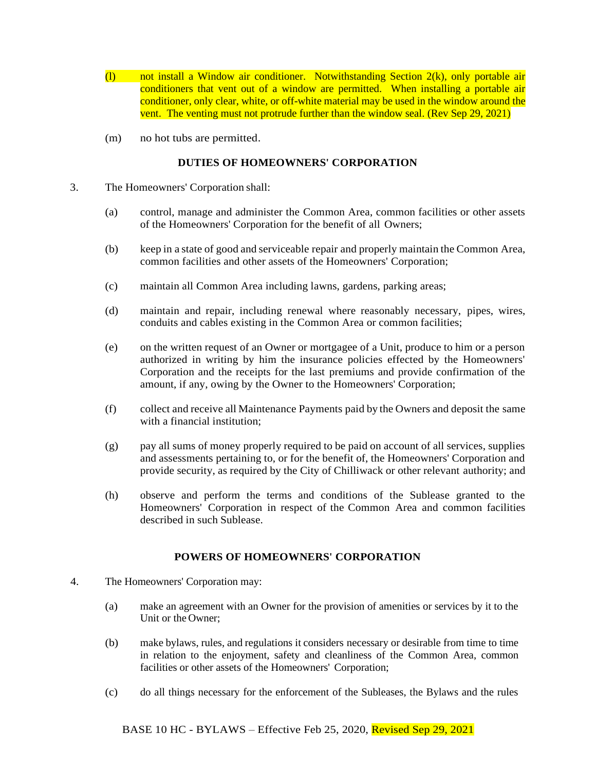(l) not install a Window air conditioner. Notwithstanding Section 2(k), only portable air conditioners that vent out of a window are permitted. When installing a portable air conditioner, only clear, white, or off-white material may be used in the window around the vent. The venting must not protrude further than the window seal. (Rev Sep 29, 2021)

(m) no hot tubs are permitted.

**DUTIES OF HOMEOWNERS' CORPORATION**

3. The Homeowners' Corporation shall:

   (a) control, manage and administer the Common Area, common facilities or other assets of the Homeowners' Corporation for the benefit of all Owners;

   (b) keep in a state of good and serviceable repair and properly maintain the Common Area, common facilities and other assets of the Homeowners' Corporation;

   (c) maintain all Common Area including lawns, gardens, parking areas;

   (d) maintain and repair, including renewal where reasonably necessary, pipes, wires, conduits and cables existing in the Common Area or common facilities;

   (e) on the written request of an Owner or mortgagee of a Unit, produce to him or a person authorized in writing by him the insurance policies effected by the Homeowners' Corporation and the receipts for the last premiums and provide confirmation of the amount, if any, owing by the Owner to the Homeowners' Corporation;

   (f) collect and receive all Maintenance Payments paid by the Owners and deposit the same with a financial institution;

   (g) pay all sums of money properly required to be paid on account of all services, supplies and assessments pertaining to, or for the benefit of, the Homeowners' Corporation and provide security, as required by the City of Chilliwack or other relevant authority; and

   (h) observe and perform the terms and conditions of the Sublease granted to the Homeowners' Corporation in respect of the Common Area and common facilities described in such Sublease.

**POWERS OF HOMEOWNERS' CORPORATION**

4. The Homeowners' Corporation may:

   (a) make an agreement with an Owner for the provision of amenities or services by it to the Unit or the Owner;

   (b) make bylaws, rules, and regulations it considers necessary or desirable from time to time in relation to the enjoyment, safety and cleanliness of the Common Area, common facilities or other assets of the Homeowners' Corporation;

   (c) do all things necessary for the enforcement of the Subleases, the Bylaws and the rules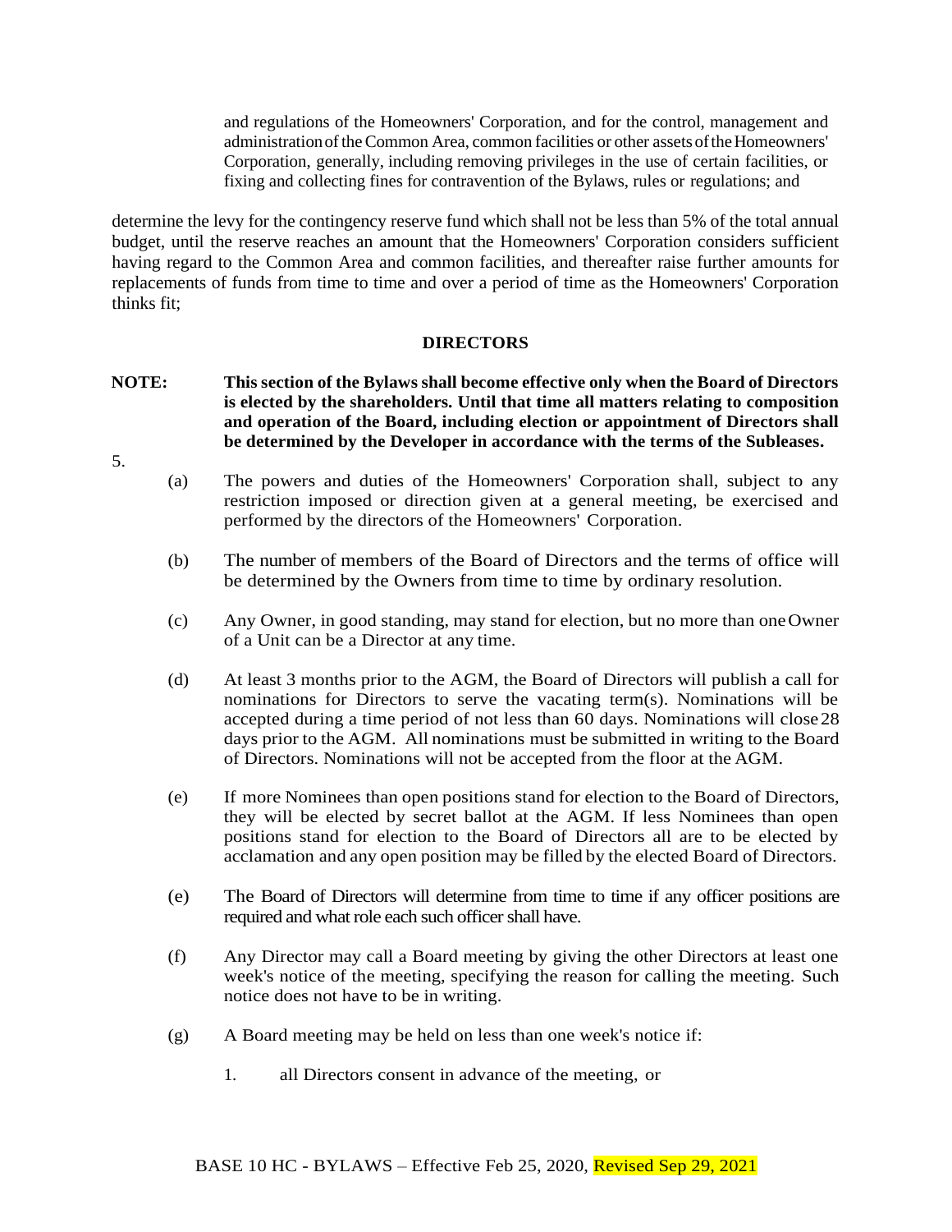and regulations of the Homeowners' Corporation, and for the control, management and administration of the Common Area, common facilities or other assets of the Homeowners' Corporation, generally, including removing privileges in the use of certain facilities, or fixing and collecting fines for contravention of the Bylaws, rules or regulations; and

determine the levy for the contingency reserve fund which shall not be less than 5% of the total annual budget, until the reserve reaches an amount that the Homeowners' Corporation considers sufficient having regard to the Common Area and common facilities, and thereafter raise further amounts for replacements of funds from time to time and over a period of time as the Homeowners' Corporation thinks fit;

## DIRECTORS

**NOTE: This section of the Bylaws shall become effective only when the Board of Directors is elected by the shareholders. Until that time all matters relating to composition and operation of the Board, including election or appointment of Directors shall be determined by the Developer in accordance with the terms of the Subleases.**

5.

(a) The powers and duties of the Homeowners' Corporation shall, subject to any restriction imposed or direction given at a general meeting, be exercised and performed by the directors of the Homeowners' Corporation.

(b) The number of members of the Board of Directors and the terms of office will be determined by the Owners from time to time by ordinary resolution.

(c) Any Owner, in good standing, may stand for election, but no more than one Owner of a Unit can be a Director at any time.

(d) At least 3 months prior to the AGM, the Board of Directors will publish a call for nominations for Directors to serve the vacating term(s). Nominations will be accepted during a time period of not less than 60 days. Nominations will close 28 days prior to the AGM. All nominations must be submitted in writing to the Board of Directors. Nominations will not be accepted from the floor at the AGM.

(e) If more Nominees than open positions stand for election to the Board of Directors, they will be elected by secret ballot at the AGM. If less Nominees than open positions stand for election to the Board of Directors all are to be elected by acclamation and any open position may be filled by the elected Board of Directors.

(e) The Board of Directors will determine from time to time if any officer positions are required and what role each such officer shall have.

(f) Any Director may call a Board meeting by giving the other Directors at least one week's notice of the meeting, specifying the reason for calling the meeting. Such notice does not have to be in writing.

(g) A Board meeting may be held on less than one week's notice if:

1. all Directors consent in advance of the meeting, or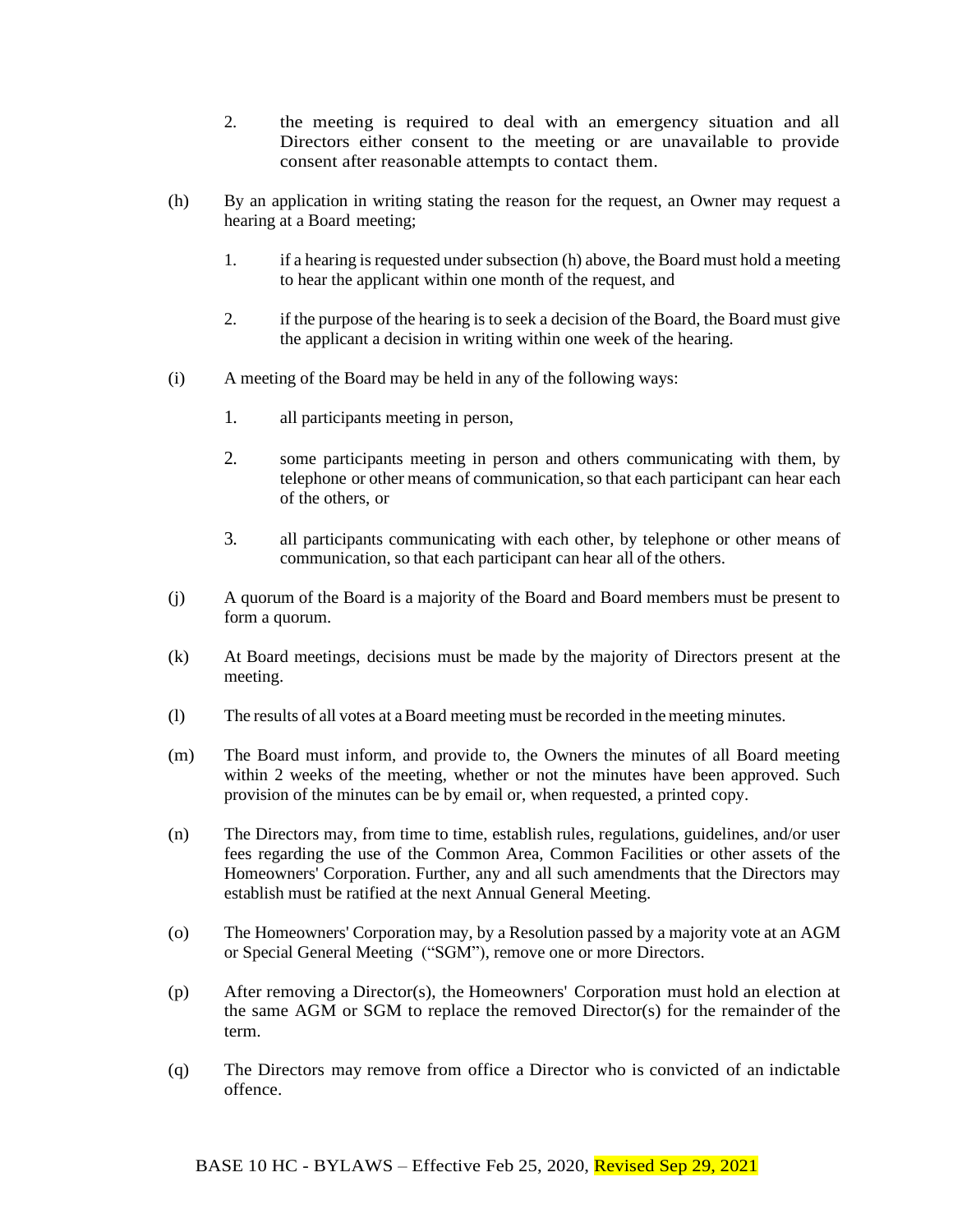2. the meeting is required to deal with an emergency situation and all Directors either consent to the meeting or are unavailable to provide consent after reasonable attempts to contact them.

(h) By an application in writing stating the reason for the request, an Owner may request a hearing at a Board meeting;

1. if a hearing is requested under subsection (h) above, the Board must hold a meeting to hear the applicant within one month of the request, and

2. if the purpose of the hearing is to seek a decision of the Board, the Board must give the applicant a decision in writing within one week of the hearing.

(i) A meeting of the Board may be held in any of the following ways:

1. all participants meeting in person,

2. some participants meeting in person and others communicating with them, by telephone or other means of communication, so that each participant can hear each of the others, or

3. all participants communicating with each other, by telephone or other means of communication, so that each participant can hear all of the others.

(j) A quorum of the Board is a majority of the Board and Board members must be present to form a quorum.

(k) At Board meetings, decisions must be made by the majority of Directors present at the meeting.

(l) The results of all votes at a Board meeting must be recorded in the meeting minutes.

(m) The Board must inform, and provide to, the Owners the minutes of all Board meeting within 2 weeks of the meeting, whether or not the minutes have been approved. Such provision of the minutes can be by email or, when requested, a printed copy.

(n) The Directors may, from time to time, establish rules, regulations, guidelines, and/or user fees regarding the use of the Common Area, Common Facilities or other assets of the Homeowners' Corporation. Further, any and all such amendments that the Directors may establish must be ratified at the next Annual General Meeting.

(o) The Homeowners' Corporation may, by a Resolution passed by a majority vote at an AGM or Special General Meeting ("SGM"), remove one or more Directors.

(p) After removing a Director(s), the Homeowners' Corporation must hold an election at the same AGM or SGM to replace the removed Director(s) for the remainder of the term.

(q) The Directors may remove from office a Director who is convicted of an indictable offence.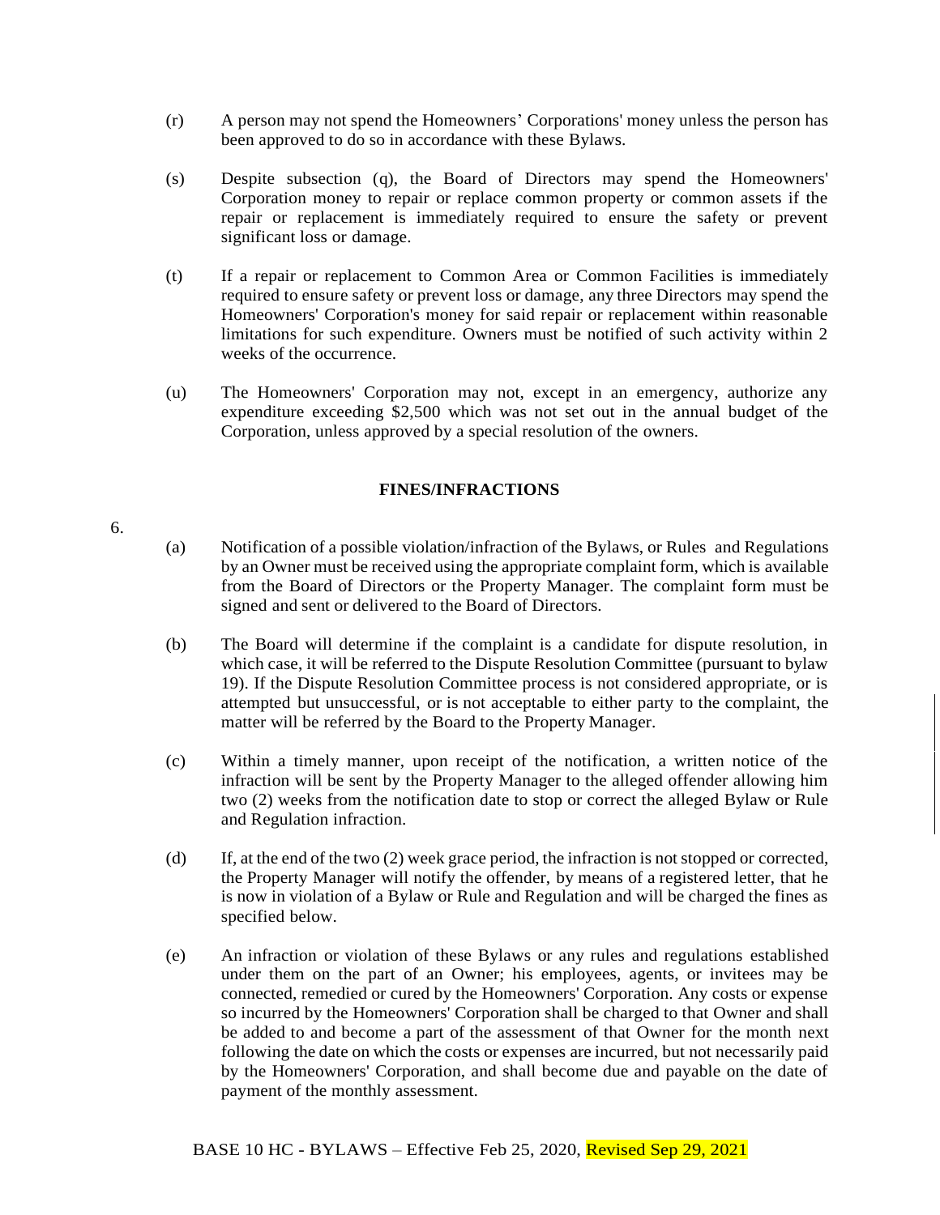(r) A person may not spend the Homeowners' Corporations' money unless the person has been approved to do so in accordance with these Bylaws.

(s) Despite subsection (q), the Board of Directors may spend the Homeowners' Corporation money to repair or replace common property or common assets if the repair or replacement is immediately required to ensure the safety or prevent significant loss or damage.

(t) If a repair or replacement to Common Area or Common Facilities is immediately required to ensure safety or prevent loss or damage, any three Directors may spend the Homeowners' Corporation's money for said repair or replacement within reasonable limitations for such expenditure. Owners must be notified of such activity within 2 weeks of the occurrence.

(u) The Homeowners' Corporation may not, except in an emergency, authorize any expenditure exceeding $2,500 which was not set out in the annual budget of the Corporation, unless approved by a special resolution of the owners.

**FINES/INFRACTIONS**

6.

(a) Notification of a possible violation/infraction of the Bylaws, or Rules and Regulations by an Owner must be received using the appropriate complaint form, which is available from the Board of Directors or the Property Manager. The complaint form must be signed and sent or delivered to the Board of Directors.

(b) The Board will determine if the complaint is a candidate for dispute resolution, in which case, it will be referred to the Dispute Resolution Committee (pursuant to bylaw 19). If the Dispute Resolution Committee process is not considered appropriate, or is attempted but unsuccessful, or is not acceptable to either party to the complaint, the matter will be referred by the Board to the Property Manager.

(c) Within a timely manner, upon receipt of the notification, a written notice of the infraction will be sent by the Property Manager to the alleged offender allowing him two (2) weeks from the notification date to stop or correct the alleged Bylaw or Rule and Regulation infraction.

(d) If, at the end of the two (2) week grace period, the infraction is not stopped or corrected, the Property Manager will notify the offender, by means of a registered letter, that he is now in violation of a Bylaw or Rule and Regulation and will be charged the fines as specified below.

(e) An infraction or violation of these Bylaws or any rules and regulations established under them on the part of an Owner; his employees, agents, or invitees may be connected, remedied or cured by the Homeowners' Corporation. Any costs or expense so incurred by the Homeowners' Corporation shall be charged to that Owner and shall be added to and become a part of the assessment of that Owner for the month next following the date on which the costs or expenses are incurred, but not necessarily paid by the Homeowners' Corporation, and shall become due and payable on the date of payment of the monthly assessment.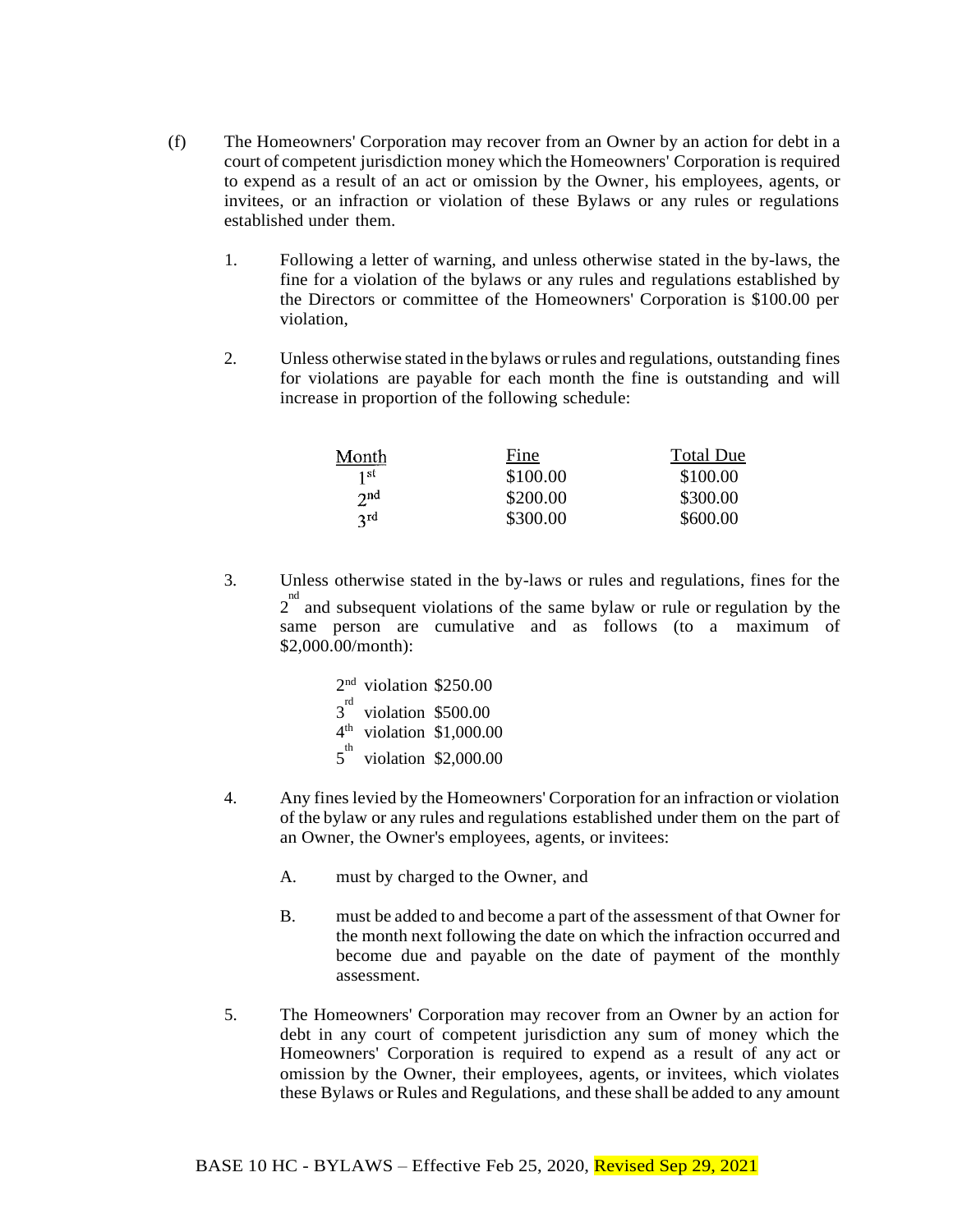(f) The Homeowners' Corporation may recover from an Owner by an action for debt in a court of competent jurisdiction money which the Homeowners' Corporation is required to expend as a result of an act or omission by the Owner, his employees, agents, or invitees, or an infraction or violation of these Bylaws or any rules or regulations established under them.

1. Following a letter of warning, and unless otherwise stated in the by-laws, the fine for a violation of the bylaws or any rules and regulations established by the Directors or committee of the Homeowners' Corporation is $100.00 per violation,

2. Unless otherwise stated in the bylaws or rules and regulations, outstanding fines for violations are payable for each month the fine is outstanding and will increase in proportion of the following schedule:

| Month | Fine | Total Due |
| --- | --- | --- |
| 1st | $100.00 | $100.00 |
| 2nd | $200.00 | $300.00 |
| 3rd | $300.00 | $600.00 |

3. Unless otherwise stated in the by-laws or rules and regulations, fines for the 2nd and subsequent violations of the same bylaw or rule or regulation by the same person are cumulative and as follows (to a maximum of $2,000.00/month):

   2nd violation $250.00
   3rd violation $500.00
   4th violation $1,000.00
   5th violation $2,000.00

4. Any fines levied by the Homeowners' Corporation for an infraction or violation of the bylaw or any rules and regulations established under them on the part of an Owner, the Owner's employees, agents, or invitees:

   A. must by charged to the Owner, and

   B. must be added to and become a part of the assessment of that Owner for the month next following the date on which the infraction occurred and become due and payable on the date of payment of the monthly assessment.

5. The Homeowners' Corporation may recover from an Owner by an action for debt in any court of competent jurisdiction any sum of money which the Homeowners' Corporation is required to expend as a result of any act or omission by the Owner, their employees, agents, or invitees, which violates these Bylaws or Rules and Regulations, and these shall be added to any amount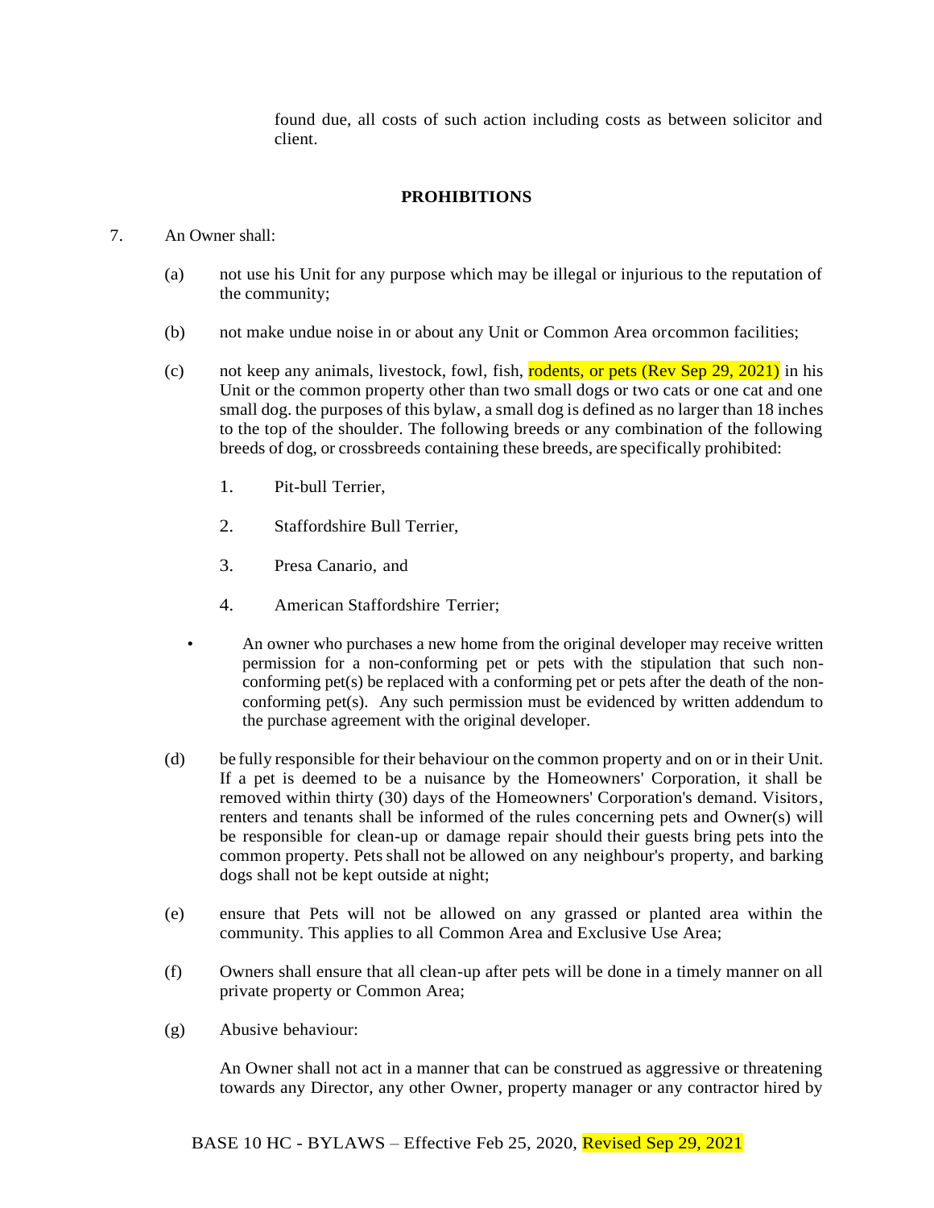found due, all costs of such action including costs as between solicitor and client.

## PROHIBITIONS

7. An Owner shall:

   (a) not use his Unit for any purpose which may be illegal or injurious to the reputation of the community;

   (b) not make undue noise in or about any Unit or Common Area orcommon facilities;

   (c) not keep any animals, livestock, fowl, fish, rodents, or pets (Rev Sep 29, 2021) in his Unit or the common property other than two small dogs or two cats or one cat and one small dog. the purposes of this bylaw, a small dog is defined as no larger than 18 inches to the top of the shoulder. The following breeds or any combination of the following breeds of dog, or crossbreeds containing these breeds, are specifically prohibited:

      1. Pit-bull Terrier,

      2. Staffordshire Bull Terrier,

      3. Presa Canario, and

      4. American Staffordshire Terrier;

   - An owner who purchases a new home from the original developer may receive written permission for a non-conforming pet or pets with the stipulation that such non-conforming pet(s) be replaced with a conforming pet or pets after the death of the non-conforming pet(s). Any such permission must be evidenced by written addendum to the purchase agreement with the original developer.

   (d) be fully responsible for their behaviour on the common property and on or in their Unit. If a pet is deemed to be a nuisance by the Homeowners' Corporation, it shall be removed within thirty (30) days of the Homeowners' Corporation's demand. Visitors, renters and tenants shall be informed of the rules concerning pets and Owner(s) will be responsible for clean-up or damage repair should their guests bring pets into the common property. Pets shall not be allowed on any neighbour's property, and barking dogs shall not be kept outside at night;

   (e) ensure that Pets will not be allowed on any grassed or planted area within the community. This applies to all Common Area and Exclusive Use Area;

   (f) Owners shall ensure that all clean-up after pets will be done in a timely manner on all private property or Common Area;

   (g) Abusive behaviour:

      An Owner shall not act in a manner that can be construed as aggressive or threatening towards any Director, any other Owner, property manager or any contractor hired by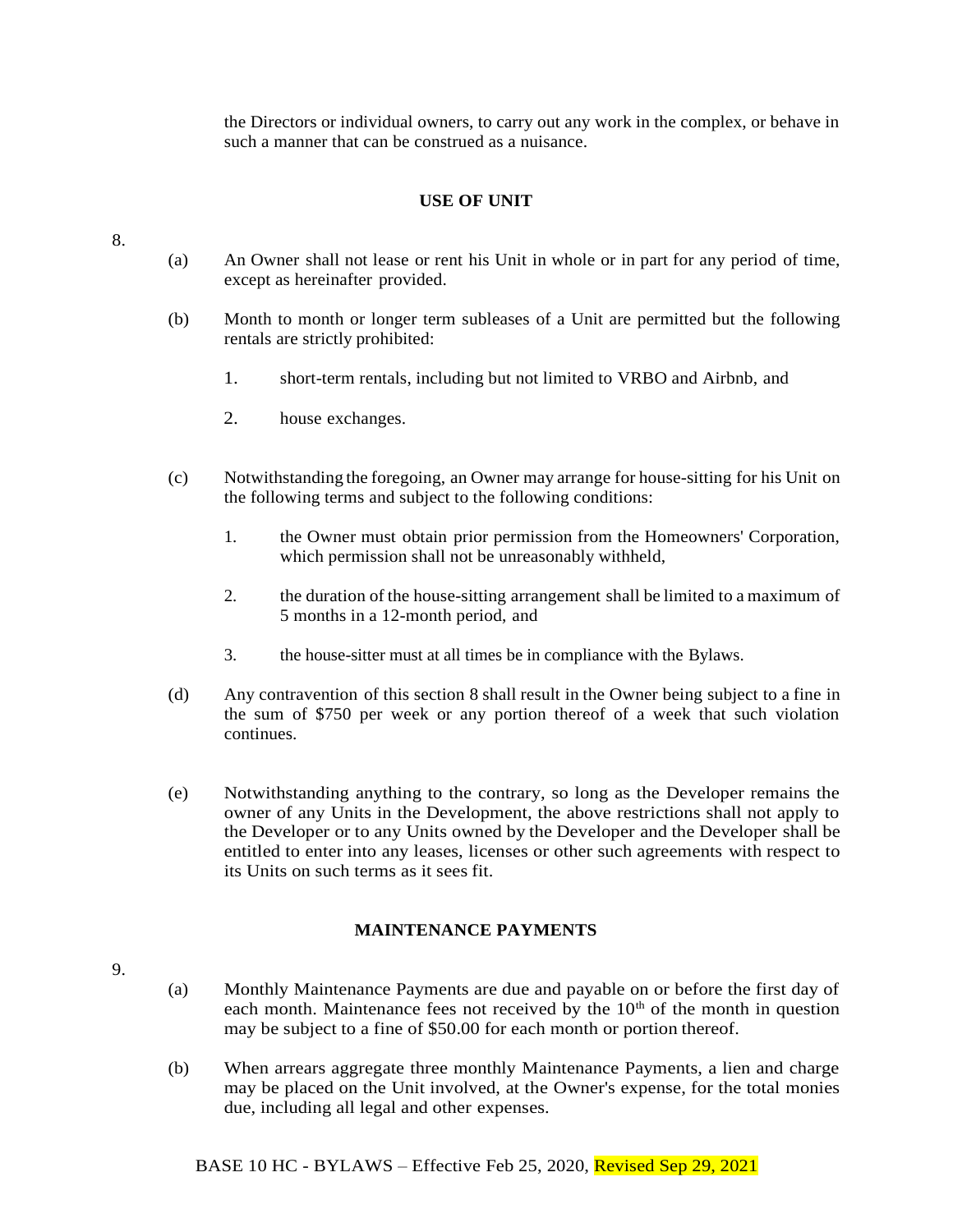the Directors or individual owners, to carry out any work in the complex, or behave in such a manner that can be construed as a nuisance.

## USE OF UNIT

8.

(a) An Owner shall not lease or rent his Unit in whole or in part for any period of time, except as hereinafter provided.

(b) Month to month or longer term subleases of a Unit are permitted but the following rentals are strictly prohibited:

1. short-term rentals, including but not limited to VRBO and Airbnb, and

2. house exchanges.

(c) Notwithstanding the foregoing, an Owner may arrange for house-sitting for his Unit on the following terms and subject to the following conditions:

1. the Owner must obtain prior permission from the Homeowners' Corporation, which permission shall not be unreasonably withheld,

2. the duration of the house-sitting arrangement shall be limited to a maximum of 5 months in a 12-month period, and

3. the house-sitter must at all times be in compliance with the Bylaws.

(d) Any contravention of this section 8 shall result in the Owner being subject to a fine in the sum of $750 per week or any portion thereof of a week that such violation continues.

(e) Notwithstanding anything to the contrary, so long as the Developer remains the owner of any Units in the Development, the above restrictions shall not apply to the Developer or to any Units owned by the Developer and the Developer shall be entitled to enter into any leases, licenses or other such agreements with respect to its Units on such terms as it sees fit.

## MAINTENANCE PAYMENTS

9.

(a) Monthly Maintenance Payments are due and payable on or before the first day of each month. Maintenance fees not received by the 10th of the month in question may be subject to a fine of $50.00 for each month or portion thereof.

(b) When arrears aggregate three monthly Maintenance Payments, a lien and charge may be placed on the Unit involved, at the Owner's expense, for the total monies due, including all legal and other expenses.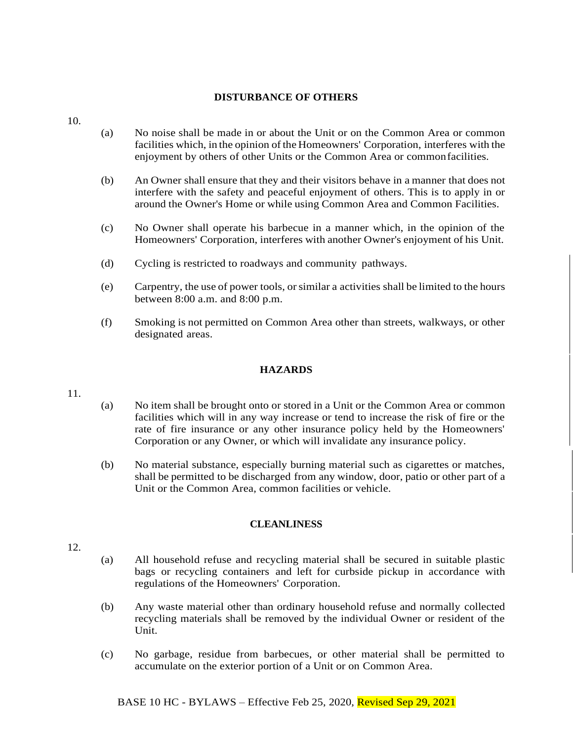## DISTURBANCE OF OTHERS

10.

(a) No noise shall be made in or about the Unit or on the Common Area or common facilities which, in the opinion of the Homeowners' Corporation, interferes with the enjoyment by others of other Units or the Common Area or common facilities.

(b) An Owner shall ensure that they and their visitors behave in a manner that does not interfere with the safety and peaceful enjoyment of others. This is to apply in or around the Owner's Home or while using Common Area and Common Facilities.

(c) No Owner shall operate his barbecue in a manner which, in the opinion of the Homeowners' Corporation, interferes with another Owner's enjoyment of his Unit.

(d) Cycling is restricted to roadways and community pathways.

(e) Carpentry, the use of power tools, or similar a activities shall be limited to the hours between 8:00 a.m. and 8:00 p.m.

(f) Smoking is not permitted on Common Area other than streets, walkways, or other designated areas.

## HAZARDS

11.

(a) No item shall be brought onto or stored in a Unit or the Common Area or common facilities which will in any way increase or tend to increase the risk of fire or the rate of fire insurance or any other insurance policy held by the Homeowners' Corporation or any Owner, or which will invalidate any insurance policy.

(b) No material substance, especially burning material such as cigarettes or matches, shall be permitted to be discharged from any window, door, patio or other part of a Unit or the Common Area, common facilities or vehicle.

## CLEANLINESS

12.

(a) All household refuse and recycling material shall be secured in suitable plastic bags or recycling containers and left for curbside pickup in accordance with regulations of the Homeowners' Corporation.

(b) Any waste material other than ordinary household refuse and normally collected recycling materials shall be removed by the individual Owner or resident of the Unit.

(c) No garbage, residue from barbecues, or other material shall be permitted to accumulate on the exterior portion of a Unit or on Common Area.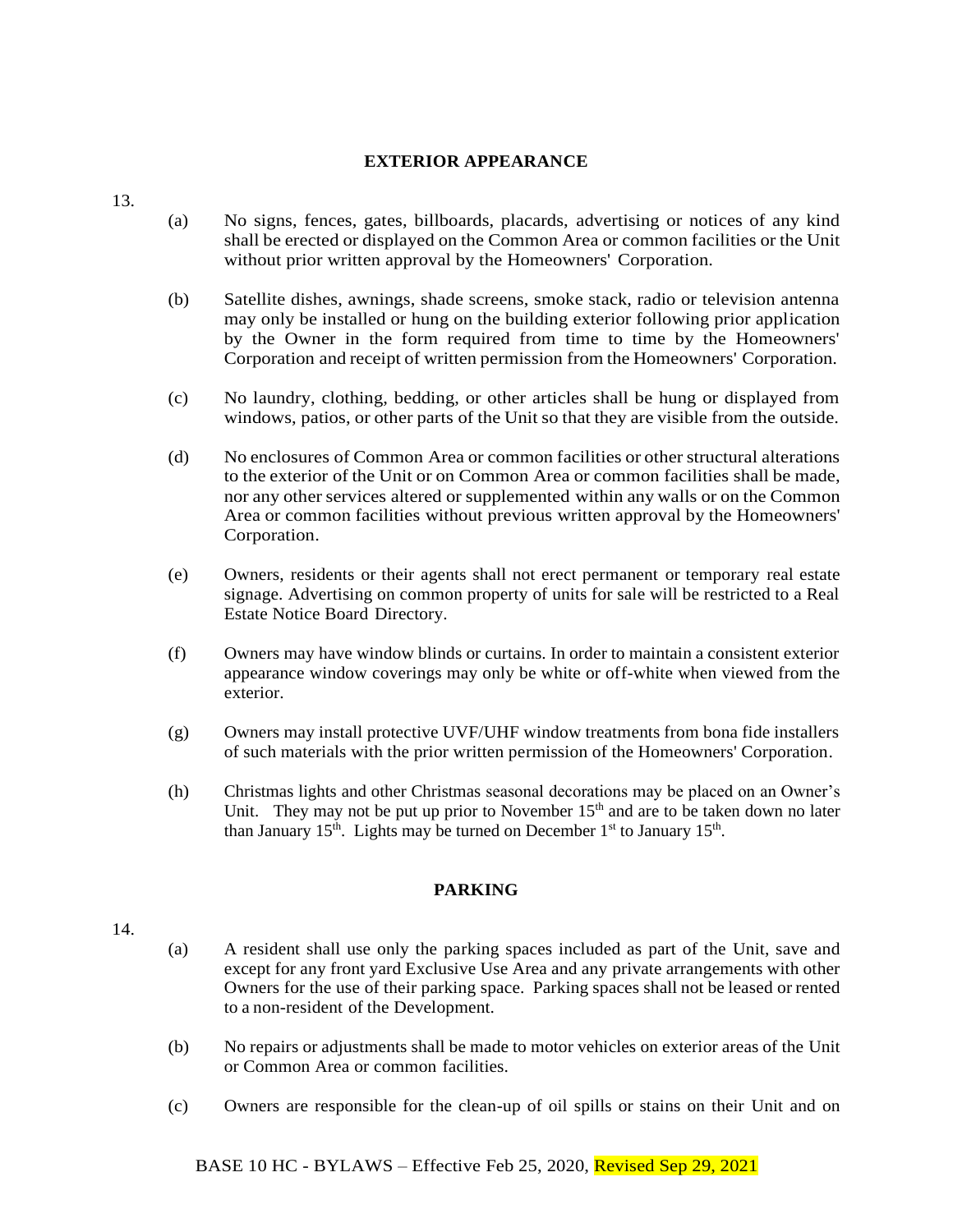## EXTERIOR APPEARANCE

13.

(a) No signs, fences, gates, billboards, placards, advertising or notices of any kind shall be erected or displayed on the Common Area or common facilities or the Unit without prior written approval by the Homeowners' Corporation.

(b) Satellite dishes, awnings, shade screens, smoke stack, radio or television antenna may only be installed or hung on the building exterior following prior application by the Owner in the form required from time to time by the Homeowners' Corporation and receipt of written permission from the Homeowners' Corporation.

(c) No laundry, clothing, bedding, or other articles shall be hung or displayed from windows, patios, or other parts of the Unit so that they are visible from the outside.

(d) No enclosures of Common Area or common facilities or other structural alterations to the exterior of the Unit or on Common Area or common facilities shall be made, nor any other services altered or supplemented within any walls or on the Common Area or common facilities without previous written approval by the Homeowners' Corporation.

(e) Owners, residents or their agents shall not erect permanent or temporary real estate signage. Advertising on common property of units for sale will be restricted to a Real Estate Notice Board Directory.

(f) Owners may have window blinds or curtains. In order to maintain a consistent exterior appearance window coverings may only be white or off-white when viewed from the exterior.

(g) Owners may install protective UVF/UHF window treatments from bona fide installers of such materials with the prior written permission of the Homeowners' Corporation.

(h) Christmas lights and other Christmas seasonal decorations may be placed on an Owner's Unit. They may not be put up prior to November 15th and are to be taken down no later than January 15th. Lights may be turned on December 1st to January 15th.

## PARKING

14.

(a) A resident shall use only the parking spaces included as part of the Unit, save and except for any front yard Exclusive Use Area and any private arrangements with other Owners for the use of their parking space. Parking spaces shall not be leased or rented to a non-resident of the Development.

(b) No repairs or adjustments shall be made to motor vehicles on exterior areas of the Unit or Common Area or common facilities.

(c) Owners are responsible for the clean-up of oil spills or stains on their Unit and on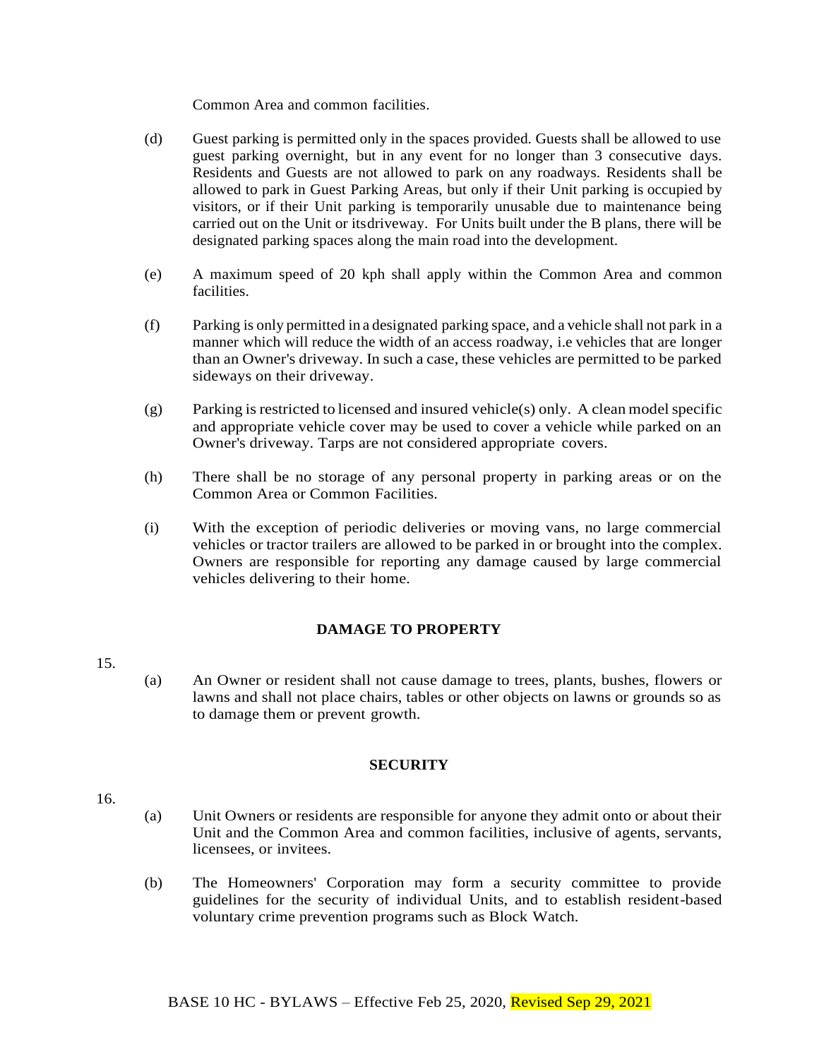Common Area and common facilities.

(d) Guest parking is permitted only in the spaces provided. Guests shall be allowed to use guest parking overnight, but in any event for no longer than 3 consecutive days. Residents and Guests are not allowed to park on any roadways. Residents shall be allowed to park in Guest Parking Areas, but only if their Unit parking is occupied by visitors, or if their Unit parking is temporarily unusable due to maintenance being carried out on the Unit or itsdriveway. For Units built under the B plans, there will be designated parking spaces along the main road into the development.

(e) A maximum speed of 20 kph shall apply within the Common Area and common facilities.

(f) Parking is only permitted in a designated parking space, and a vehicle shall not park in a manner which will reduce the width of an access roadway, i.e vehicles that are longer than an Owner's driveway. In such a case, these vehicles are permitted to be parked sideways on their driveway.

(g) Parking is restricted to licensed and insured vehicle(s) only. A clean model specific and appropriate vehicle cover may be used to cover a vehicle while parked on an Owner's driveway. Tarps are not considered appropriate covers.

(h) There shall be no storage of any personal property in parking areas or on the Common Area or Common Facilities.

(i) With the exception of periodic deliveries or moving vans, no large commercial vehicles or tractor trailers are allowed to be parked in or brought into the complex. Owners are responsible for reporting any damage caused by large commercial vehicles delivering to their home.

## DAMAGE TO PROPERTY

15.

(a) An Owner or resident shall not cause damage to trees, plants, bushes, flowers or lawns and shall not place chairs, tables or other objects on lawns or grounds so as to damage them or prevent growth.

## SECURITY

16.

(a) Unit Owners or residents are responsible for anyone they admit onto or about their Unit and the Common Area and common facilities, inclusive of agents, servants, licensees, or invitees.

(b) The Homeowners' Corporation may form a security committee to provide guidelines for the security of individual Units, and to establish resident-based voluntary crime prevention programs such as Block Watch.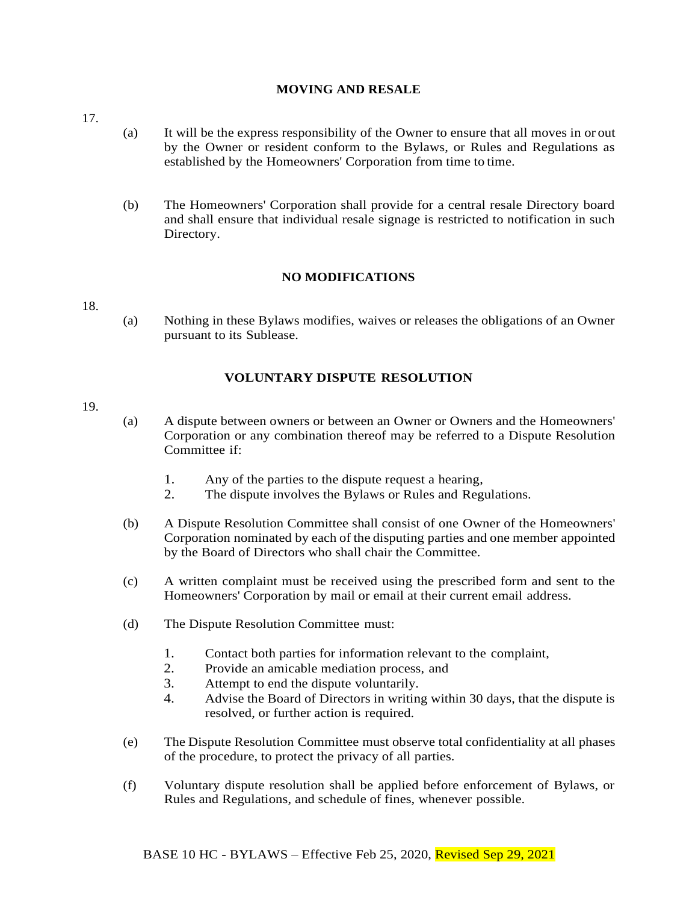## MOVING AND RESALE

17.

(a) It will be the express responsibility of the Owner to ensure that all moves in or out by the Owner or resident conform to the Bylaws, or Rules and Regulations as established by the Homeowners' Corporation from time to time.

(b) The Homeowners' Corporation shall provide for a central resale Directory board and shall ensure that individual resale signage is restricted to notification in such Directory.

## NO MODIFICATIONS

18.

(a) Nothing in these Bylaws modifies, waives or releases the obligations of an Owner pursuant to its Sublease.

## VOLUNTARY DISPUTE RESOLUTION

19.

(a) A dispute between owners or between an Owner or Owners and the Homeowners' Corporation or any combination thereof may be referred to a Dispute Resolution Committee if:

1. Any of the parties to the dispute request a hearing,
2. The dispute involves the Bylaws or Rules and Regulations.

(b) A Dispute Resolution Committee shall consist of one Owner of the Homeowners' Corporation nominated by each of the disputing parties and one member appointed by the Board of Directors who shall chair the Committee.

(c) A written complaint must be received using the prescribed form and sent to the Homeowners' Corporation by mail or email at their current email address.

(d) The Dispute Resolution Committee must:

1. Contact both parties for information relevant to the complaint,
2. Provide an amicable mediation process, and
3. Attempt to end the dispute voluntarily.
4. Advise the Board of Directors in writing within 30 days, that the dispute is resolved, or further action is required.

(e) The Dispute Resolution Committee must observe total confidentiality at all phases of the procedure, to protect the privacy of all parties.

(f) Voluntary dispute resolution shall be applied before enforcement of Bylaws, or Rules and Regulations, and schedule of fines, whenever possible.